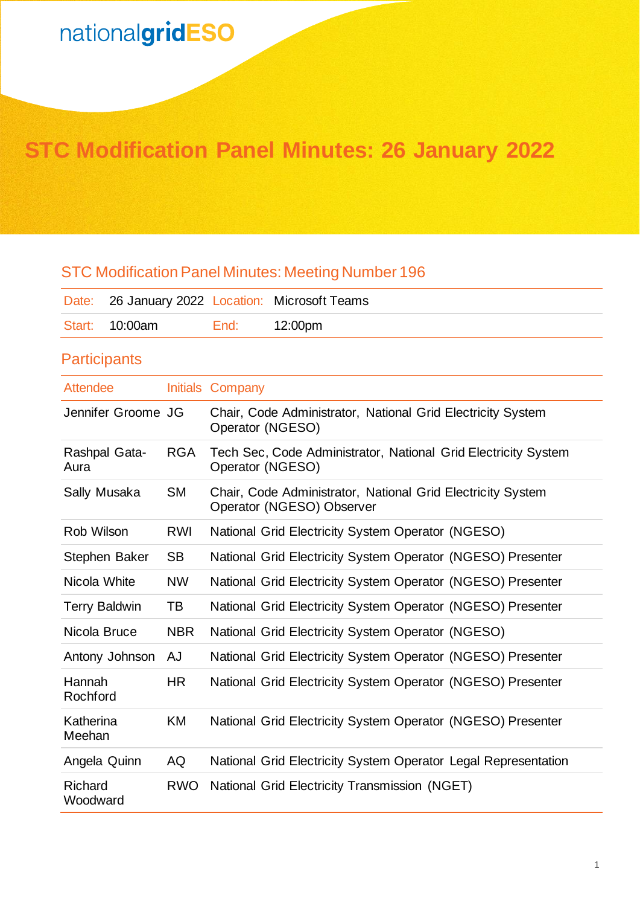nationalgridESO

# STC Modification Panel Minutes: 26 January 2022

## STC Modification Panel Minutes: Meeting Number 196

| Date: | 26 January 2022 | Location: | Microsoft Teams |
|---|---|---|---|
| Start: | 10:00am | End: | 12:00pm |

## Participants

| Attendee | Initials | Company |
|---|---|---|
| Jennifer Groome | JG | Chair, Code Administrator, National Grid Electricity System Operator (NGESO) |
| Rashpal Gata-Aura | RGA | Tech Sec, Code Administrator, National Grid Electricity System Operator (NGESO) |
| Sally Musaka | SM | Chair, Code Administrator, National Grid Electricity System Operator (NGESO) Observer |
| Rob Wilson | RWI | National Grid Electricity System Operator (NGESO) |
| Stephen Baker | SB | National Grid Electricity System Operator (NGESO) Presenter |
| Nicola White | NW | National Grid Electricity System Operator (NGESO) Presenter |
| Terry Baldwin | TB | National Grid Electricity System Operator (NGESO) Presenter |
| Nicola Bruce | NBR | National Grid Electricity System Operator (NGESO) |
| Antony Johnson | AJ | National Grid Electricity System Operator (NGESO) Presenter |
| Hannah Rochford | HR | National Grid Electricity System Operator (NGESO) Presenter |
| Katherina Meehan | KM | National Grid Electricity System Operator (NGESO) Presenter |
| Angela Quinn | AQ | National Grid Electricity System Operator Legal Representation |
| Richard Woodward | RWO | National Grid Electricity Transmission (NGET) |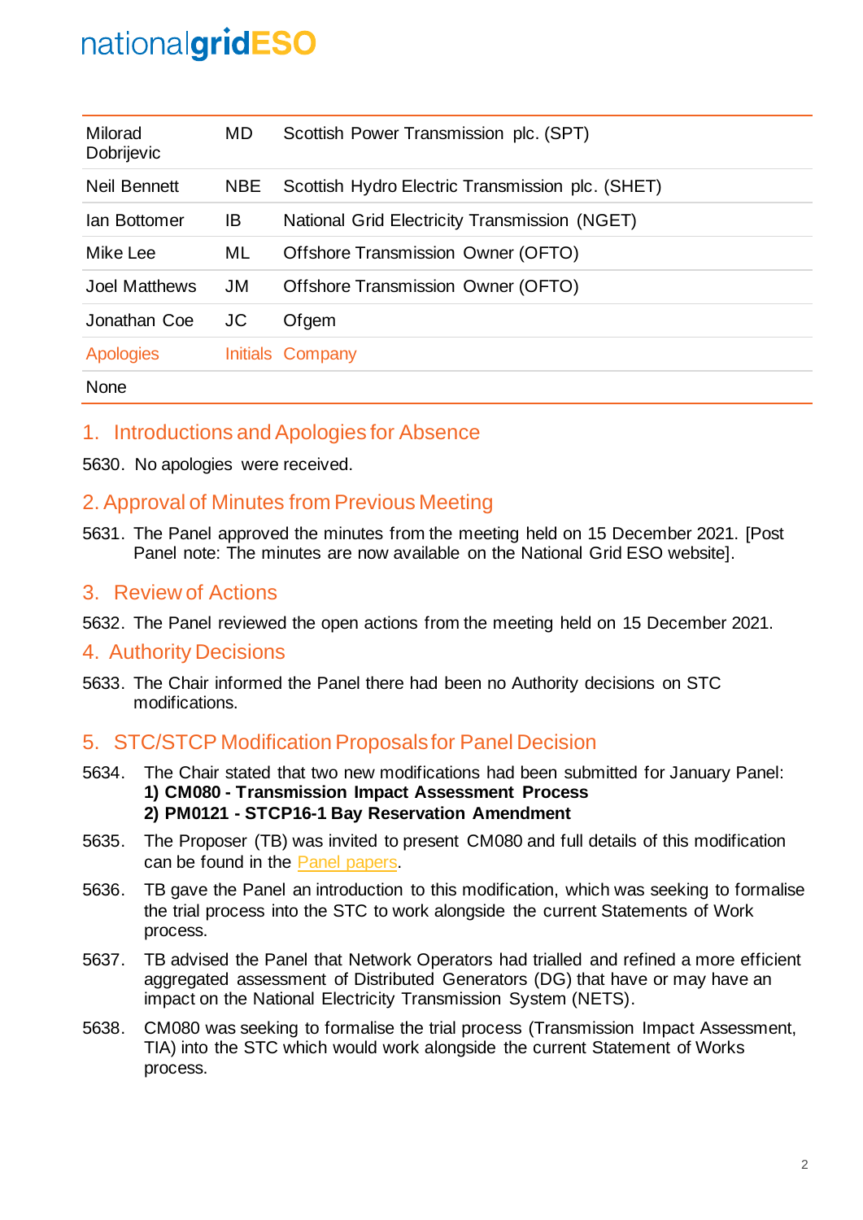| | | |
|---|---|---|
| Milorad Dobrijevic | MD | Scottish Power Transmission plc. (SPT) |
| Neil Bennett | NBE | Scottish Hydro Electric Transmission plc. (SHET) |
| Ian Bottomer | IB | National Grid Electricity Transmission (NGET) |
| Mike Lee | ML | Offshore Transmission Owner (OFTO) |
| Joel Matthews | JM | Offshore Transmission Owner (OFTO) |
| Jonathan Coe | JC | Ofgem |
| Apologies | Initials | Company |
| None | | |

## 1. Introductions and Apologies for Absence

5630. No apologies were received.

## 2. Approval of Minutes from Previous Meeting

5631. The Panel approved the minutes from the meeting held on 15 December 2021. [Post Panel note: The minutes are now available on the National Grid ESO website].

## 3. Review of Actions

5632. The Panel reviewed the open actions from the meeting held on 15 December 2021.

## 4. Authority Decisions

5633. The Chair informed the Panel there had been no Authority decisions on STC modifications.

## 5. STC/STCP Modification Proposals for Panel Decision

5634. The Chair stated that two new modifications had been submitted for January Panel:
**1) CM080 - Transmission Impact Assessment Process**
**2) PM0121 - STCP16-1 Bay Reservation Amendment**

5635. The Proposer (TB) was invited to present CM080 and full details of this modification can be found in the Panel papers.

5636. TB gave the Panel an introduction to this modification, which was seeking to formalise the trial process into the STC to work alongside the current Statements of Work process.

5637. TB advised the Panel that Network Operators had trialled and refined a more efficient aggregated assessment of Distributed Generators (DG) that have or may have an impact on the National Electricity Transmission System (NETS).

5638. CM080 was seeking to formalise the trial process (Transmission Impact Assessment, TIA) into the STC which would work alongside the current Statement of Works process.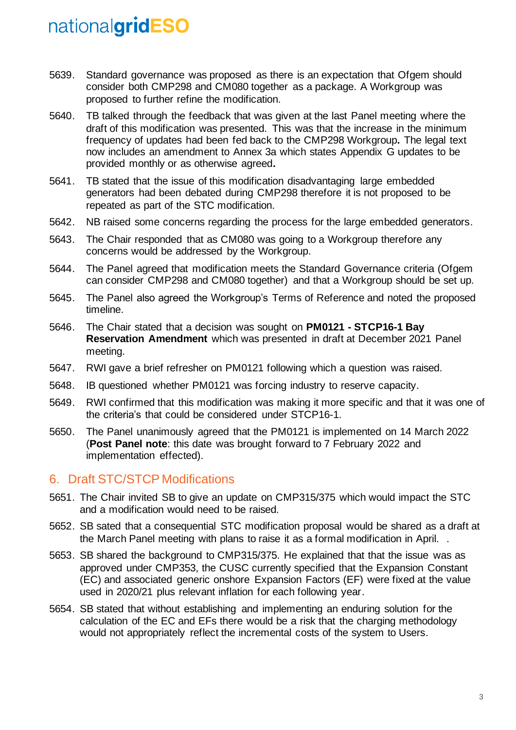5639. Standard governance was proposed as there is an expectation that Ofgem should consider both CMP298 and CM080 together as a package. A Workgroup was proposed to further refine the modification.

5640. TB talked through the feedback that was given at the last Panel meeting where the draft of this modification was presented. This was that the increase in the minimum frequency of updates had been fed back to the CMP298 Workgroup**.** The legal text now includes an amendment to Annex 3a which states Appendix G updates to be provided monthly or as otherwise agreed**.**

5641. TB stated that the issue of this modification disadvantaging large embedded generators had been debated during CMP298 therefore it is not proposed to be repeated as part of the STC modification.

5642. NB raised some concerns regarding the process for the large embedded generators.

5643. The Chair responded that as CM080 was going to a Workgroup therefore any concerns would be addressed by the Workgroup.

5644. The Panel agreed that modification meets the Standard Governance criteria (Ofgem can consider CMP298 and CM080 together) and that a Workgroup should be set up.

5645. The Panel also agreed the Workgroup's Terms of Reference and noted the proposed timeline.

5646. The Chair stated that a decision was sought on **PM0121 - STCP16-1 Bay Reservation Amendment** which was presented in draft at December 2021 Panel meeting.

5647. RWI gave a brief refresher on PM0121 following which a question was raised.

5648. IB questioned whether PM0121 was forcing industry to reserve capacity.

5649. RWI confirmed that this modification was making it more specific and that it was one of the criteria's that could be considered under STCP16-1.

5650. The Panel unanimously agreed that the PM0121 is implemented on 14 March 2022 (**Post Panel note**: this date was brought forward to 7 February 2022 and implementation effected).

## 6. Draft STC/STCP Modifications

5651. The Chair invited SB to give an update on CMP315/375 which would impact the STC and a modification would need to be raised.

5652. SB sated that a consequential STC modification proposal would be shared as a draft at the March Panel meeting with plans to raise it as a formal modification in April. .

5653. SB shared the background to CMP315/375. He explained that that the issue was as approved under CMP353, the CUSC currently specified that the Expansion Constant (EC) and associated generic onshore Expansion Factors (EF) were fixed at the value used in 2020/21 plus relevant inflation for each following year.

5654. SB stated that without establishing and implementing an enduring solution for the calculation of the EC and EFs there would be a risk that the charging methodology would not appropriately reflect the incremental costs of the system to Users.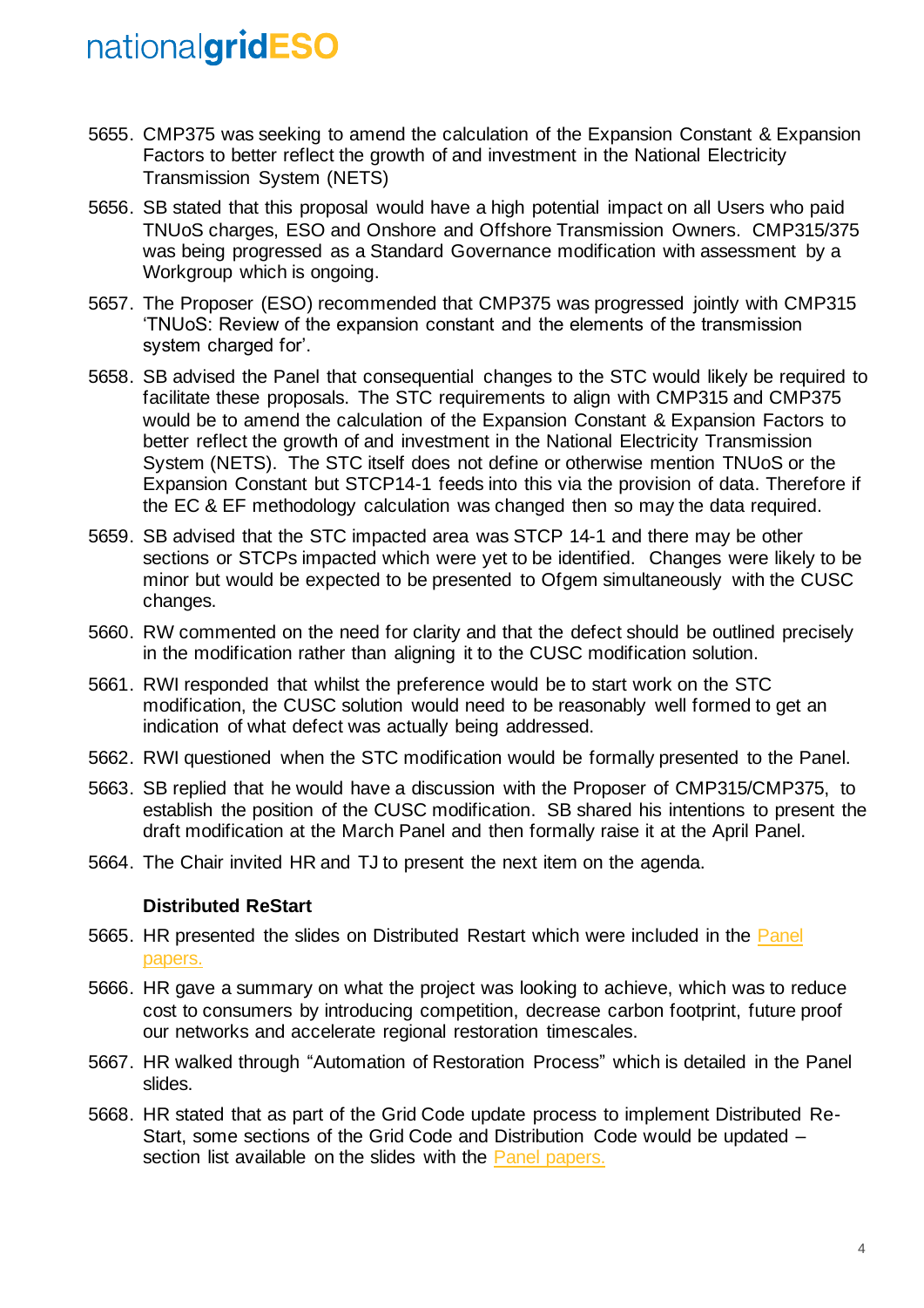5655. CMP375 was seeking to amend the calculation of the Expansion Constant & Expansion Factors to better reflect the growth of and investment in the National Electricity Transmission System (NETS)

5656. SB stated that this proposal would have a high potential impact on all Users who paid TNUoS charges, ESO and Onshore and Offshore Transmission Owners. CMP315/375 was being progressed as a Standard Governance modification with assessment by a Workgroup which is ongoing.

5657. The Proposer (ESO) recommended that CMP375 was progressed jointly with CMP315 'TNUoS: Review of the expansion constant and the elements of the transmission system charged for'.

5658. SB advised the Panel that consequential changes to the STC would likely be required to facilitate these proposals. The STC requirements to align with CMP315 and CMP375 would be to amend the calculation of the Expansion Constant & Expansion Factors to better reflect the growth of and investment in the National Electricity Transmission System (NETS). The STC itself does not define or otherwise mention TNUoS or the Expansion Constant but STCP14-1 feeds into this via the provision of data. Therefore if the EC & EF methodology calculation was changed then so may the data required.

5659. SB advised that the STC impacted area was STCP 14-1 and there may be other sections or STCPs impacted which were yet to be identified. Changes were likely to be minor but would be expected to be presented to Ofgem simultaneously with the CUSC changes.

5660. RW commented on the need for clarity and that the defect should be outlined precisely in the modification rather than aligning it to the CUSC modification solution.

5661. RWI responded that whilst the preference would be to start work on the STC modification, the CUSC solution would need to be reasonably well formed to get an indication of what defect was actually being addressed.

5662. RWI questioned when the STC modification would be formally presented to the Panel.

5663. SB replied that he would have a discussion with the Proposer of CMP315/CMP375, to establish the position of the CUSC modification. SB shared his intentions to present the draft modification at the March Panel and then formally raise it at the April Panel.

5664. The Chair invited HR and TJ to present the next item on the agenda.

**Distributed ReStart**

5665. HR presented the slides on Distributed Restart which were included in the Panel papers.

5666. HR gave a summary on what the project was looking to achieve, which was to reduce cost to consumers by introducing competition, decrease carbon footprint, future proof our networks and accelerate regional restoration timescales.

5667. HR walked through "Automation of Restoration Process" which is detailed in the Panel slides.

5668. HR stated that as part of the Grid Code update process to implement Distributed Re-Start, some sections of the Grid Code and Distribution Code would be updated – section list available on the slides with the Panel papers.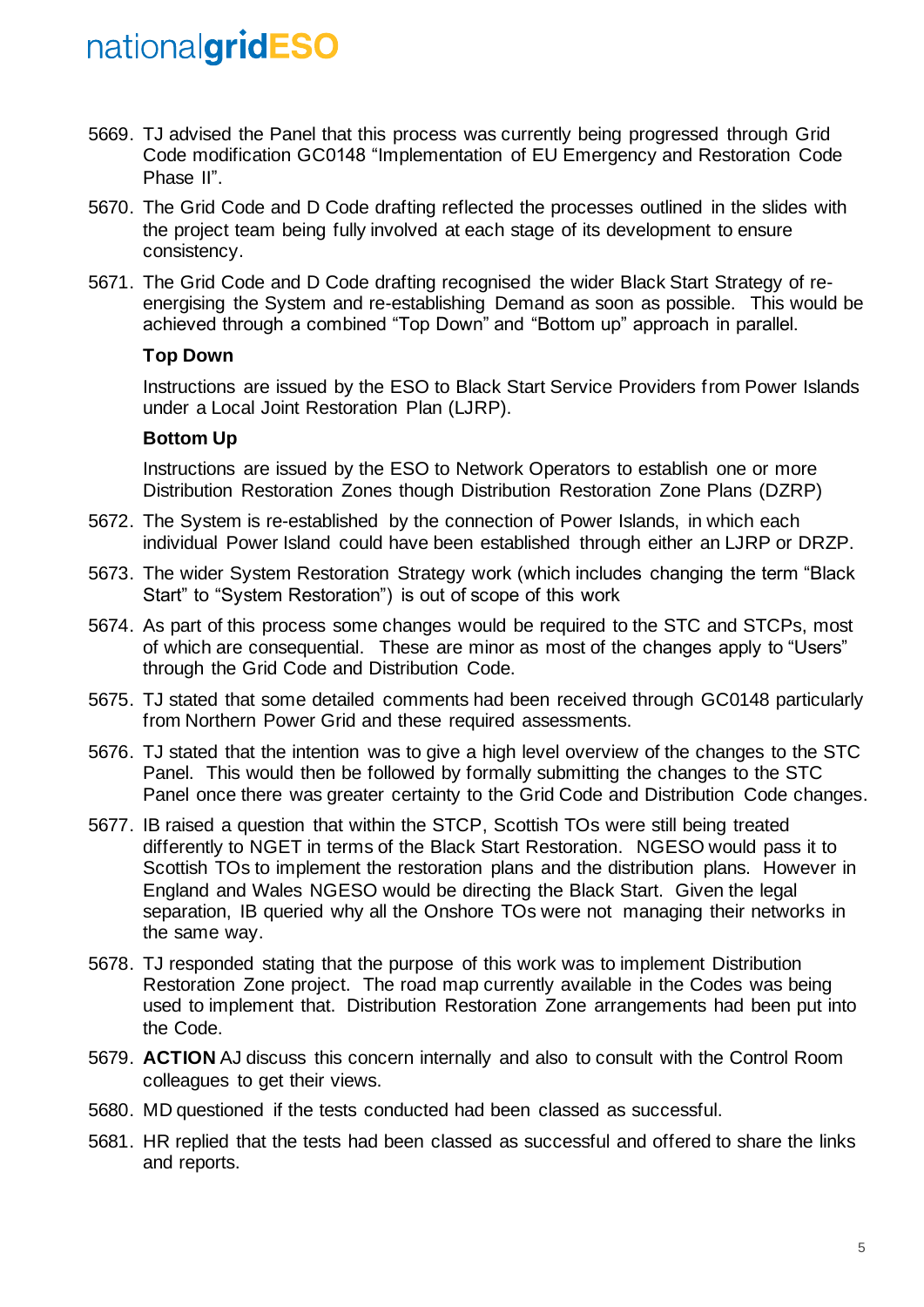5669. TJ advised the Panel that this process was currently being progressed through Grid Code modification GC0148 "Implementation of EU Emergency and Restoration Code Phase II".

5670. The Grid Code and D Code drafting reflected the processes outlined in the slides with the project team being fully involved at each stage of its development to ensure consistency.

5671. The Grid Code and D Code drafting recognised the wider Black Start Strategy of re-energising the System and re-establishing Demand as soon as possible. This would be achieved through a combined "Top Down" and "Bottom up" approach in parallel.

   **Top Down**

   Instructions are issued by the ESO to Black Start Service Providers from Power Islands under a Local Joint Restoration Plan (LJRP).

   **Bottom Up**

   Instructions are issued by the ESO to Network Operators to establish one or more Distribution Restoration Zones though Distribution Restoration Zone Plans (DZRP)

5672. The System is re-established by the connection of Power Islands, in which each individual Power Island could have been established through either an LJRP or DRZP.

5673. The wider System Restoration Strategy work (which includes changing the term "Black Start" to "System Restoration") is out of scope of this work

5674. As part of this process some changes would be required to the STC and STCPs, most of which are consequential. These are minor as most of the changes apply to "Users" through the Grid Code and Distribution Code.

5675. TJ stated that some detailed comments had been received through GC0148 particularly from Northern Power Grid and these required assessments.

5676. TJ stated that the intention was to give a high level overview of the changes to the STC Panel. This would then be followed by formally submitting the changes to the STC Panel once there was greater certainty to the Grid Code and Distribution Code changes.

5677. IB raised a question that within the STCP, Scottish TOs were still being treated differently to NGET in terms of the Black Start Restoration. NGESO would pass it to Scottish TOs to implement the restoration plans and the distribution plans. However in England and Wales NGESO would be directing the Black Start. Given the legal separation, IB queried why all the Onshore TOs were not managing their networks in the same way.

5678. TJ responded stating that the purpose of this work was to implement Distribution Restoration Zone project. The road map currently available in the Codes was being used to implement that. Distribution Restoration Zone arrangements had been put into the Code.

5679. **ACTION** AJ discuss this concern internally and also to consult with the Control Room colleagues to get their views.

5680. MD questioned if the tests conducted had been classed as successful.

5681. HR replied that the tests had been classed as successful and offered to share the links and reports.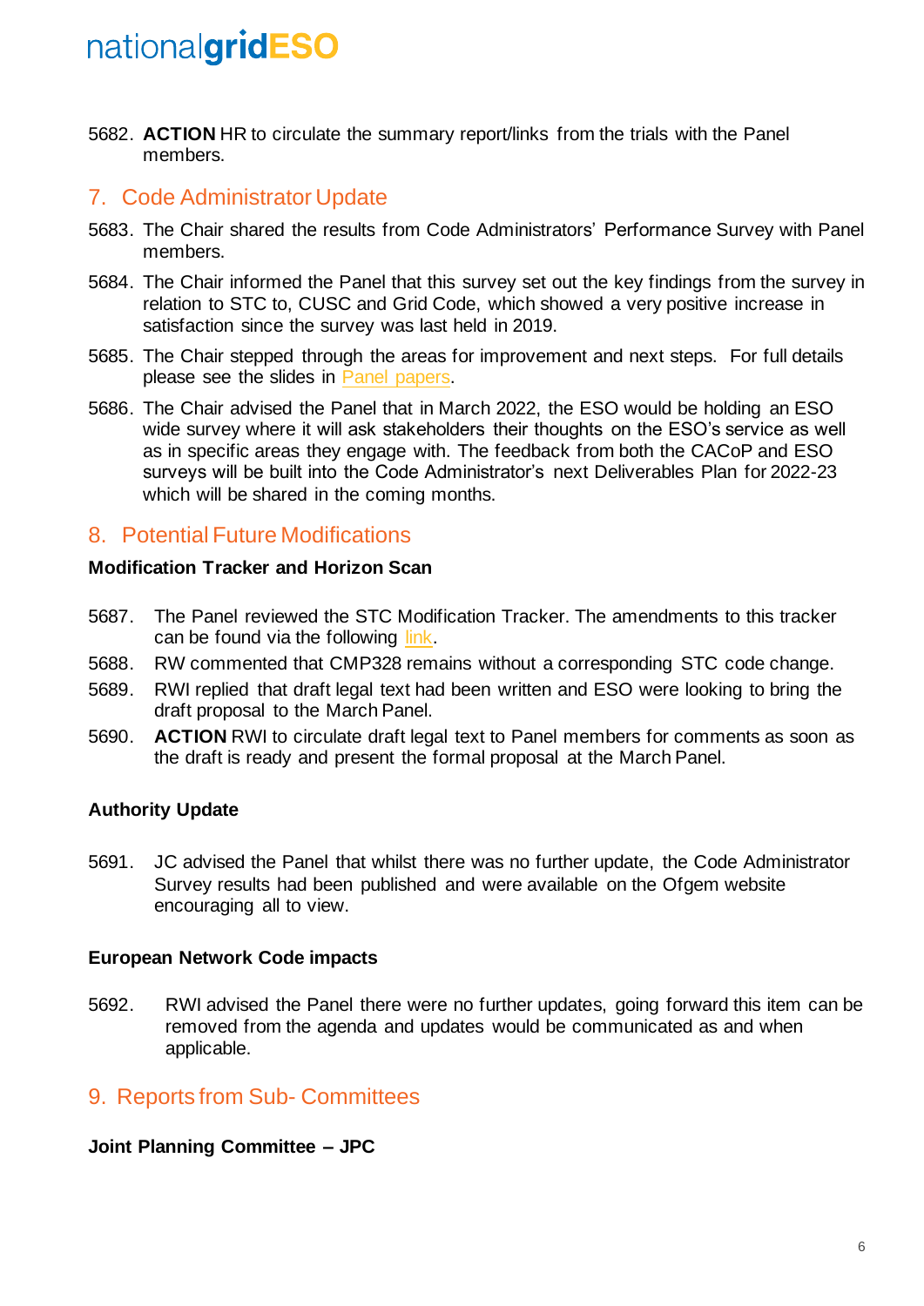5682. **ACTION** HR to circulate the summary report/links from the trials with the Panel members.

## 7. Code Administrator Update

5683. The Chair shared the results from Code Administrators' Performance Survey with Panel members.

5684. The Chair informed the Panel that this survey set out the key findings from the survey in relation to STC to, CUSC and Grid Code, which showed a very positive increase in satisfaction since the survey was last held in 2019.

5685. The Chair stepped through the areas for improvement and next steps. For full details please see the slides in Panel papers.

5686. The Chair advised the Panel that in March 2022, the ESO would be holding an ESO wide survey where it will ask stakeholders their thoughts on the ESO's service as well as in specific areas they engage with. The feedback from both the CACoP and ESO surveys will be built into the Code Administrator's next Deliverables Plan for 2022-23 which will be shared in the coming months.

## 8. Potential Future Modifications

**Modification Tracker and Horizon Scan**

5687. The Panel reviewed the STC Modification Tracker. The amendments to this tracker can be found via the following link.

5688. RW commented that CMP328 remains without a corresponding STC code change.

5689. RWI replied that draft legal text had been written and ESO were looking to bring the draft proposal to the March Panel.

5690. **ACTION** RWI to circulate draft legal text to Panel members for comments as soon as the draft is ready and present the formal proposal at the March Panel.

**Authority Update**

5691. JC advised the Panel that whilst there was no further update, the Code Administrator Survey results had been published and were available on the Ofgem website encouraging all to view.

**European Network Code impacts**

5692. RWI advised the Panel there were no further updates, going forward this item can be removed from the agenda and updates would be communicated as and when applicable.

## 9. Reports from Sub- Committees

**Joint Planning Committee – JPC**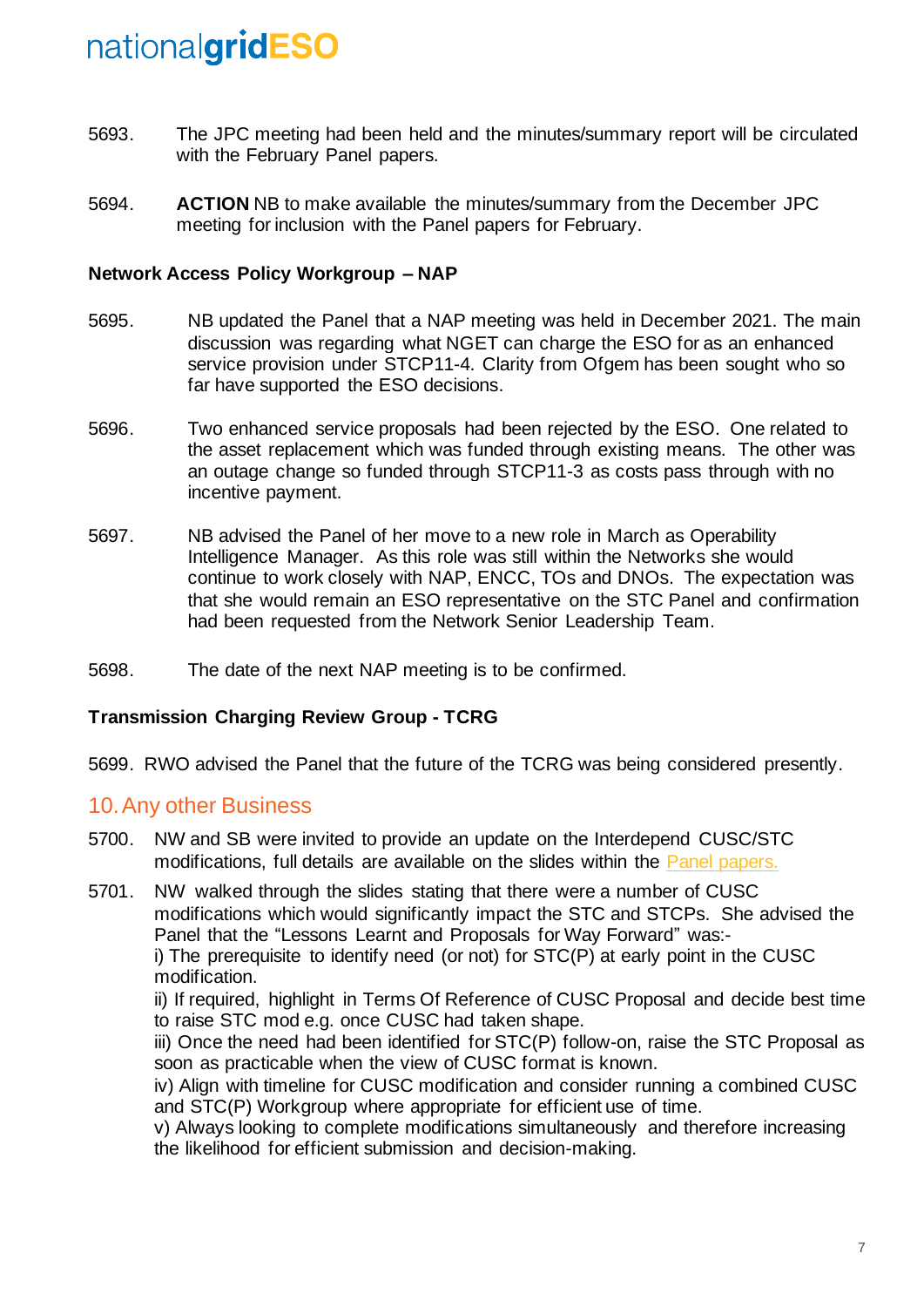5693. The JPC meeting had been held and the minutes/summary report will be circulated with the February Panel papers.

5694. **ACTION** NB to make available the minutes/summary from the December JPC meeting for inclusion with the Panel papers for February.

**Network Access Policy Workgroup – NAP**

5695. NB updated the Panel that a NAP meeting was held in December 2021. The main discussion was regarding what NGET can charge the ESO for as an enhanced service provision under STCP11-4. Clarity from Ofgem has been sought who so far have supported the ESO decisions.

5696. Two enhanced service proposals had been rejected by the ESO. One related to the asset replacement which was funded through existing means. The other was an outage change so funded through STCP11-3 as costs pass through with no incentive payment.

5697. NB advised the Panel of her move to a new role in March as Operability Intelligence Manager. As this role was still within the Networks she would continue to work closely with NAP, ENCC, TOs and DNOs. The expectation was that she would remain an ESO representative on the STC Panel and confirmation had been requested from the Network Senior Leadership Team.

5698. The date of the next NAP meeting is to be confirmed.

**Transmission Charging Review Group - TCRG**

5699. RWO advised the Panel that the future of the TCRG was being considered presently.

## 10. Any other Business

5700. NW and SB were invited to provide an update on the Interdepend CUSC/STC modifications, full details are available on the slides within the Panel papers.

5701. NW walked through the slides stating that there were a number of CUSC modifications which would significantly impact the STC and STCPs. She advised the Panel that the "Lessons Learnt and Proposals for Way Forward" was:-
i) The prerequisite to identify need (or not) for STC(P) at early point in the CUSC modification.
ii) If required, highlight in Terms Of Reference of CUSC Proposal and decide best time to raise STC mod e.g. once CUSC had taken shape.
iii) Once the need had been identified for STC(P) follow-on, raise the STC Proposal as soon as practicable when the view of CUSC format is known.
iv) Align with timeline for CUSC modification and consider running a combined CUSC and STC(P) Workgroup where appropriate for efficient use of time.
v) Always looking to complete modifications simultaneously and therefore increasing the likelihood for efficient submission and decision-making.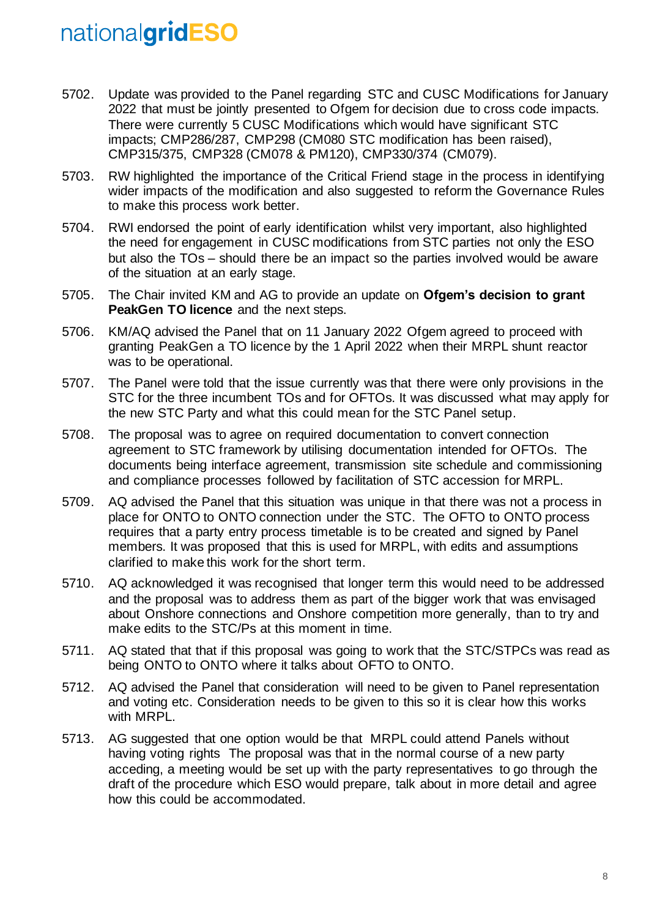5702. Update was provided to the Panel regarding STC and CUSC Modifications for January 2022 that must be jointly presented to Ofgem for decision due to cross code impacts. There were currently 5 CUSC Modifications which would have significant STC impacts; CMP286/287, CMP298 (CM080 STC modification has been raised), CMP315/375, CMP328 (CM078 & PM120), CMP330/374 (CM079).

5703. RW highlighted the importance of the Critical Friend stage in the process in identifying wider impacts of the modification and also suggested to reform the Governance Rules to make this process work better.

5704. RWI endorsed the point of early identification whilst very important, also highlighted the need for engagement in CUSC modifications from STC parties not only the ESO but also the TOs – should there be an impact so the parties involved would be aware of the situation at an early stage.

5705. The Chair invited KM and AG to provide an update on **Ofgem's decision to grant PeakGen TO licence** and the next steps.

5706. KM/AQ advised the Panel that on 11 January 2022 Ofgem agreed to proceed with granting PeakGen a TO licence by the 1 April 2022 when their MRPL shunt reactor was to be operational.

5707. The Panel were told that the issue currently was that there were only provisions in the STC for the three incumbent TOs and for OFTOs. It was discussed what may apply for the new STC Party and what this could mean for the STC Panel setup.

5708. The proposal was to agree on required documentation to convert connection agreement to STC framework by utilising documentation intended for OFTOs. The documents being interface agreement, transmission site schedule and commissioning and compliance processes followed by facilitation of STC accession for MRPL.

5709. AQ advised the Panel that this situation was unique in that there was not a process in place for ONTO to ONTO connection under the STC. The OFTO to ONTO process requires that a party entry process timetable is to be created and signed by Panel members. It was proposed that this is used for MRPL, with edits and assumptions clarified to make this work for the short term.

5710. AQ acknowledged it was recognised that longer term this would need to be addressed and the proposal was to address them as part of the bigger work that was envisaged about Onshore connections and Onshore competition more generally, than to try and make edits to the STC/Ps at this moment in time.

5711. AQ stated that that if this proposal was going to work that the STC/STPCs was read as being ONTO to ONTO where it talks about OFTO to ONTO.

5712. AQ advised the Panel that consideration will need to be given to Panel representation and voting etc. Consideration needs to be given to this so it is clear how this works with MRPL.

5713. AG suggested that one option would be that MRPL could attend Panels without having voting rights The proposal was that in the normal course of a new party acceding, a meeting would be set up with the party representatives to go through the draft of the procedure which ESO would prepare, talk about in more detail and agree how this could be accommodated.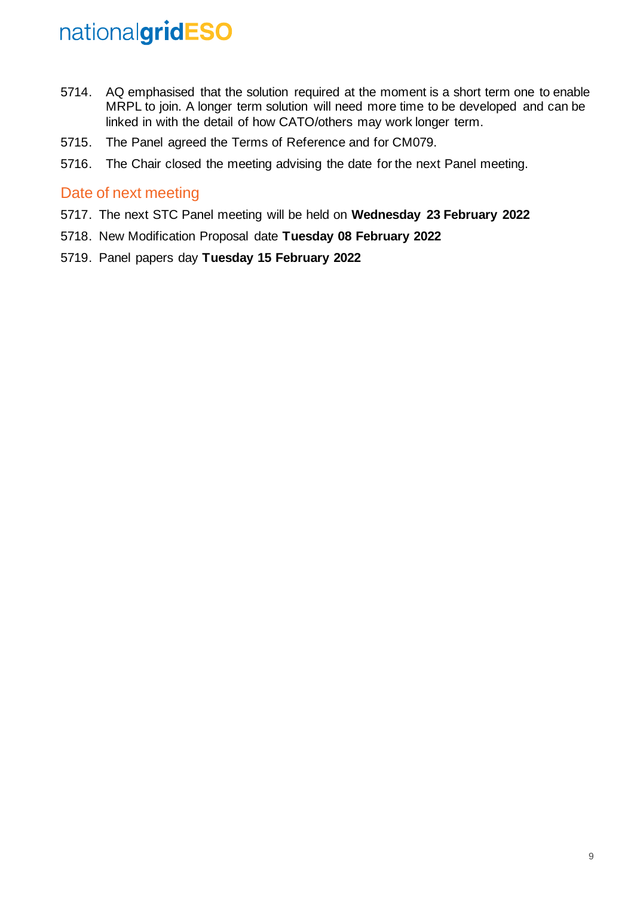5714. AQ emphasised that the solution required at the moment is a short term one to enable MRPL to join. A longer term solution will need more time to be developed and can be linked in with the detail of how CATO/others may work longer term.

5715. The Panel agreed the Terms of Reference and for CM079.

5716. The Chair closed the meeting advising the date for the next Panel meeting.

## Date of next meeting

5717. The next STC Panel meeting will be held on **Wednesday 23 February 2022**

5718. New Modification Proposal date **Tuesday 08 February 2022**

5719. Panel papers day **Tuesday 15 February 2022**